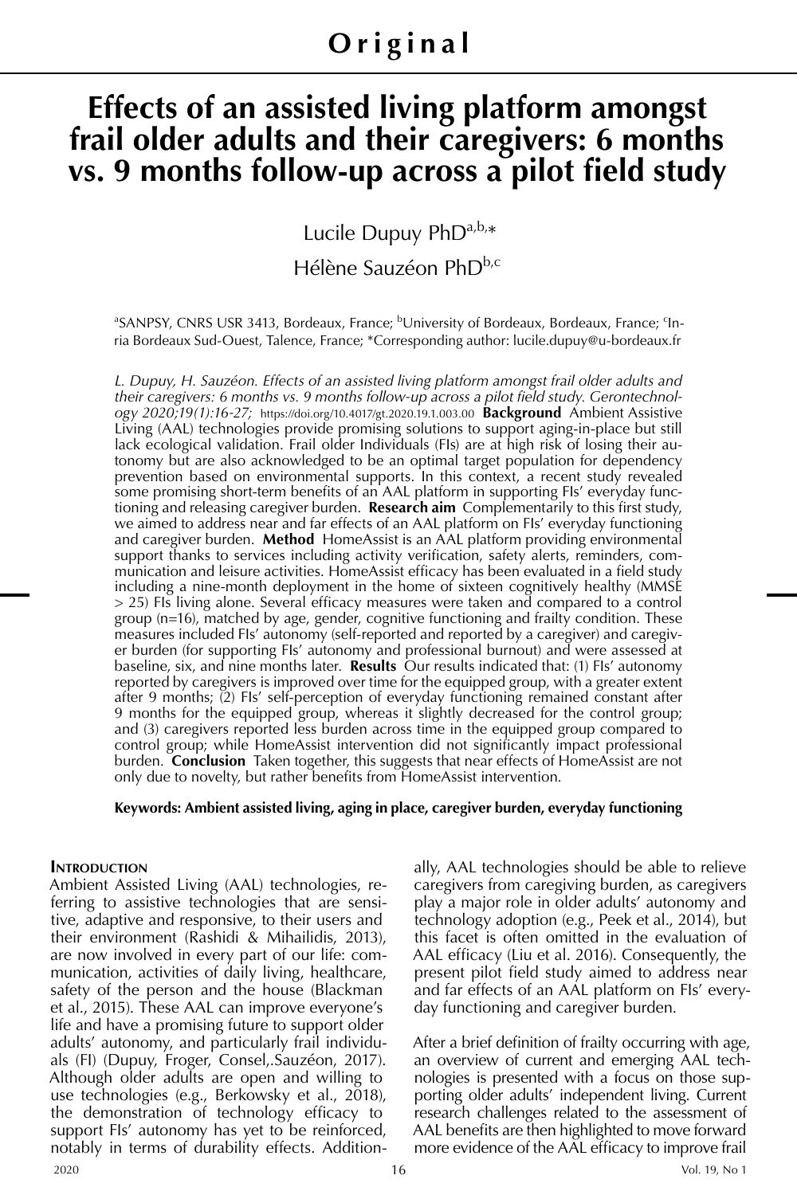# Original

# Effects of an assisted living platform amongst frail older adults and their caregivers: 6 months vs. 9 months follow-up across a pilot field study

Lucile Dupuy PhD[a,b,*]

Hélène Sauzéon PhD[b,c]

[a]SANPSY, CNRS USR 3413, Bordeaux, France; [b]University of Bordeaux, Bordeaux, France; [c]Inria Bordeaux Sud-Ouest, Talence, France; *Corresponding author: lucile.dupuy@u-bordeaux.fr

*L. Dupuy, H. Sauzéon. Effects of an assisted living platform amongst frail older adults and their caregivers: 6 months vs. 9 months follow-up across a pilot field study. Gerontechnology 2020;19(1):16-27;* https://doi.org/10.4017/gt.2020.19.1.003.00 **Background** Ambient Assistive Living (AAL) technologies provide promising solutions to support aging-in-place but still lack ecological validation. Frail older Individuals (FIs) are at high risk of losing their autonomy but are also acknowledged to be an optimal target population for dependency prevention based on environmental supports. In this context, a recent study revealed some promising short-term benefits of an AAL platform in supporting FIs' everyday functioning and releasing caregiver burden. **Research aim** Complementarily to this first study, we aimed to address near and far effects of an AAL platform on FIs' everyday functioning and caregiver burden. **Method** HomeAssist is an AAL platform providing environmental support thanks to services including activity verification, safety alerts, reminders, communication and leisure activities. HomeAssist efficacy has been evaluated in a field study including a nine-month deployment in the home of sixteen cognitively healthy (MMSE > 25) FIs living alone. Several efficacy measures were taken and compared to a control group (n=16), matched by age, gender, cognitive functioning and frailty condition. These measures included FIs' autonomy (self-reported and reported by a caregiver) and caregiver burden (for supporting FIs' autonomy and professional burnout) and were assessed at baseline, six, and nine months later. **Results** Our results indicated that: (1) FIs' autonomy reported by caregivers is improved over time for the equipped group, with a greater extent after 9 months; (2) FIs' self-perception of everyday functioning remained constant after 9 months for the equipped group, whereas it slightly decreased for the control group; and (3) caregivers reported less burden across time in the equipped group compared to control group; while HomeAssist intervention did not significantly impact professional burden. **Conclusion** Taken together, this suggests that near effects of HomeAssist are not only due to novelty, but rather benefits from HomeAssist intervention.

**Keywords: Ambient assisted living, aging in place, caregiver burden, everyday functioning**

## Introduction

Ambient Assisted Living (AAL) technologies, referring to assistive technologies that are sensitive, adaptive and responsive, to their users and their environment (Rashidi & Mihailidis, 2013), are now involved in every part of our life: communication, activities of daily living, healthcare, safety of the person and the house (Blackman et al., 2015). These AAL can improve everyone's life and have a promising future to support older adults' autonomy, and particularly frail individuals (FI) (Dupuy, Froger, Consel,.Sauzéon, 2017). Although older adults are open and willing to use technologies (e.g., Berkowsky et al., 2018), the demonstration of technology efficacy to support FIs' autonomy has yet to be reinforced, notably in terms of durability effects. Additionally, AAL technologies should be able to relieve caregivers from caregiving burden, as caregivers play a major role in older adults' autonomy and technology adoption (e.g., Peek et al., 2014), but this facet is often omitted in the evaluation of AAL efficacy (Liu et al. 2016). Consequently, the present pilot field study aimed to address near and far effects of an AAL platform on FIs' everyday functioning and caregiver burden.

After a brief definition of frailty occurring with age, an overview of current and emerging AAL technologies is presented with a focus on those supporting older adults' independent living. Current research challenges related to the assessment of AAL benefits are then highlighted to move forward more evidence of the AAL efficacy to improve frail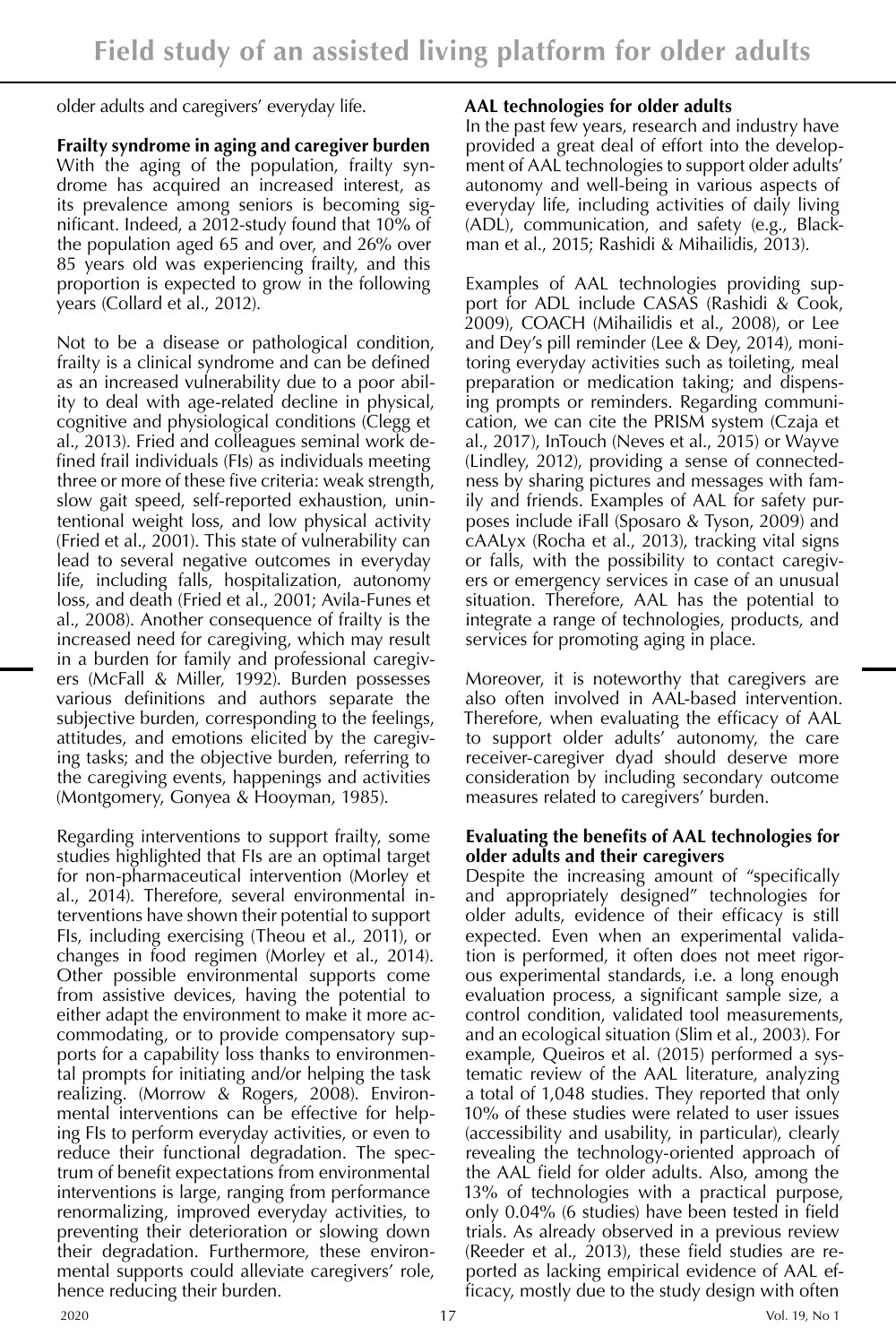older adults and caregivers' everyday life.

### Frailty syndrome in aging and caregiver burden

With the aging of the population, frailty syndrome has acquired an increased interest, as its prevalence among seniors is becoming significant. Indeed, a 2012-study found that 10% of the population aged 65 and over, and 26% over 85 years old was experiencing frailty, and this proportion is expected to grow in the following years (Collard et al., 2012).

Not to be a disease or pathological condition, frailty is a clinical syndrome and can be defined as an increased vulnerability due to a poor ability to deal with age-related decline in physical, cognitive and physiological conditions (Clegg et al., 2013). Fried and colleagues seminal work defined frail individuals (FIs) as individuals meeting three or more of these five criteria: weak strength, slow gait speed, self-reported exhaustion, unintentional weight loss, and low physical activity (Fried et al., 2001). This state of vulnerability can lead to several negative outcomes in everyday life, including falls, hospitalization, autonomy loss, and death (Fried et al., 2001; Avila-Funes et al., 2008). Another consequence of frailty is the increased need for caregiving, which may result in a burden for family and professional caregivers (McFall & Miller, 1992). Burden possesses various definitions and authors separate the subjective burden, corresponding to the feelings, attitudes, and emotions elicited by the caregiving tasks; and the objective burden, referring to the caregiving events, happenings and activities (Montgomery, Gonyea & Hooyman, 1985).

Regarding interventions to support frailty, some studies highlighted that FIs are an optimal target for non-pharmaceutical intervention (Morley et al., 2014). Therefore, several environmental interventions have shown their potential to support FIs, including exercising (Theou et al., 2011), or changes in food regimen (Morley et al., 2014). Other possible environmental supports come from assistive devices, having the potential to either adapt the environment to make it more accommodating, or to provide compensatory supports for a capability loss thanks to environmental prompts for initiating and/or helping the task realizing. (Morrow & Rogers, 2008). Environmental interventions can be effective for helping FIs to perform everyday activities, or even to reduce their functional degradation. The spectrum of benefit expectations from environmental interventions is large, ranging from performance renormalizing, improved everyday activities, to preventing their deterioration or slowing down their degradation. Furthermore, these environmental supports could alleviate caregivers' role, hence reducing their burden.

### AAL technologies for older adults

In the past few years, research and industry have provided a great deal of effort into the development of AAL technologies to support older adults' autonomy and well-being in various aspects of everyday life, including activities of daily living (ADL), communication, and safety (e.g., Blackman et al., 2015; Rashidi & Mihailidis, 2013).

Examples of AAL technologies providing support for ADL include CASAS (Rashidi & Cook, 2009), COACH (Mihailidis et al., 2008), or Lee and Dey's pill reminder (Lee & Dey, 2014), monitoring everyday activities such as toileting, meal preparation or medication taking; and dispensing prompts or reminders. Regarding communication, we can cite the PRISM system (Czaja et al., 2017), InTouch (Neves et al., 2015) or Wayve (Lindley, 2012), providing a sense of connectedness by sharing pictures and messages with family and friends. Examples of AAL for safety purposes include iFall (Sposaro & Tyson, 2009) and cAALyx (Rocha et al., 2013), tracking vital signs or falls, with the possibility to contact caregivers or emergency services in case of an unusual situation. Therefore, AAL has the potential to integrate a range of technologies, products, and services for promoting aging in place.

Moreover, it is noteworthy that caregivers are also often involved in AAL-based intervention. Therefore, when evaluating the efficacy of AAL to support older adults' autonomy, the care receiver-caregiver dyad should deserve more consideration by including secondary outcome measures related to caregivers' burden.

### Evaluating the benefits of AAL technologies for older adults and their caregivers

Despite the increasing amount of "specifically and appropriately designed" technologies for older adults, evidence of their efficacy is still expected. Even when an experimental validation is performed, it often does not meet rigorous experimental standards, i.e. a long enough evaluation process, a significant sample size, a control condition, validated tool measurements, and an ecological situation (Slim et al., 2003). For example, Queiros et al. (2015) performed a systematic review of the AAL literature, analyzing a total of 1,048 studies. They reported that only 10% of these studies were related to user issues (accessibility and usability, in particular), clearly revealing the technology-oriented approach of the AAL field for older adults. Also, among the 13% of technologies with a practical purpose, only 0.04% (6 studies) have been tested in field trials. As already observed in a previous review (Reeder et al., 2013), these field studies are reported as lacking empirical evidence of AAL efficacy, mostly due to the study design with often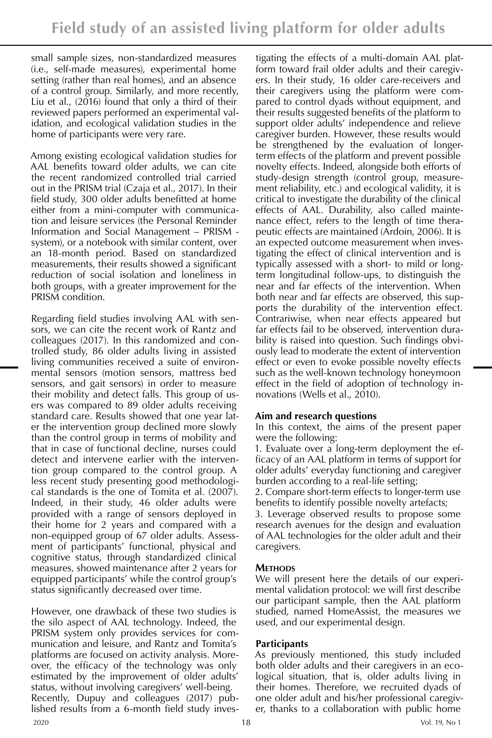small sample sizes, non-standardized measures (i.e., self-made measures), experimental home setting (rather than real homes), and an absence of a control group. Similarly, and more recently, Liu et al., (2016) found that only a third of their reviewed papers performed an experimental validation, and ecological validation studies in the home of participants were very rare.

Among existing ecological validation studies for AAL benefits toward older adults, we can cite the recent randomized controlled trial carried out in the PRISM trial (Czaja et al., 2017). In their field study, 300 older adults benefitted at home either from a mini-computer with communication and leisure services (the Personal Reminder Information and Social Management – PRISM - system), or a notebook with similar content, over an 18-month period. Based on standardized measurements, their results showed a significant reduction of social isolation and loneliness in both groups, with a greater improvement for the PRISM condition.

Regarding field studies involving AAL with sensors, we can cite the recent work of Rantz and colleagues (2017). In this randomized and controlled study, 86 older adults living in assisted living communities received a suite of environmental sensors (motion sensors, mattress bed sensors, and gait sensors) in order to measure their mobility and detect falls. This group of users was compared to 89 older adults receiving standard care. Results showed that one year later the intervention group declined more slowly than the control group in terms of mobility and that in case of functional decline, nurses could detect and intervene earlier with the intervention group compared to the control group. A less recent study presenting good methodological standards is the one of Tomita et al. (2007). Indeed, in their study, 46 older adults were provided with a range of sensors deployed in their home for 2 years and compared with a non-equipped group of 67 older adults. Assessment of participants' functional, physical and cognitive status, through standardized clinical measures, showed maintenance after 2 years for equipped participants' while the control group's status significantly decreased over time.

However, one drawback of these two studies is the silo aspect of AAL technology. Indeed, the PRISM system only provides services for communication and leisure, and Rantz and Tomita's platforms are focused on activity analysis. Moreover, the efficacy of the technology was only estimated by the improvement of older adults' status, without involving caregivers' well-being. Recently, Dupuy and colleagues (2017) published results from a 6-month field study investigating the effects of a multi-domain AAL platform toward frail older adults and their caregivers. In their study, 16 older care-receivers and their caregivers using the platform were compared to control dyads without equipment, and their results suggested benefits of the platform to support older adults' independence and relieve caregiver burden. However, these results would be strengthened by the evaluation of longer-term effects of the platform and prevent possible novelty effects. Indeed, alongside both efforts of study-design strength (control group, measurement reliability, etc.) and ecological validity, it is critical to investigate the durability of the clinical effects of AAL. Durability, also called maintenance effect, refers to the length of time therapeutic effects are maintained (Ardoin, 2006). It is an expected outcome measurement when investigating the effect of clinical intervention and is typically assessed with a short- to mild or long-term longitudinal follow-ups, to distinguish the near and far effects of the intervention. When both near and far effects are observed, this supports the durability of the intervention effect. Contrariwise, when near effects appeared but far effects fail to be observed, intervention durability is raised into question. Such findings obviously lead to moderate the extent of intervention effect or even to evoke possible novelty effects such as the well-known technology honeymoon effect in the field of adoption of technology innovations (Wells et al., 2010).

### Aim and research questions

In this context, the aims of the present paper were the following:

1. Evaluate over a long-term deployment the efficacy of an AAL platform in terms of support for older adults' everyday functioning and caregiver burden according to a real-life setting;
2. Compare short-term effects to longer-term use benefits to identify possible novelty artefacts;
3. Leverage observed results to propose some research avenues for the design and evaluation of AAL technologies for the older adult and their caregivers.

## Methods

We will present here the details of our experimental validation protocol: we will first describe our participant sample, then the AAL platform studied, named HomeAssist, the measures we used, and our experimental design.

### Participants

As previously mentioned, this study included both older adults and their caregivers in an ecological situation, that is, older adults living in their homes. Therefore, we recruited dyads of one older adult and his/her professional caregiver, thanks to a collaboration with public home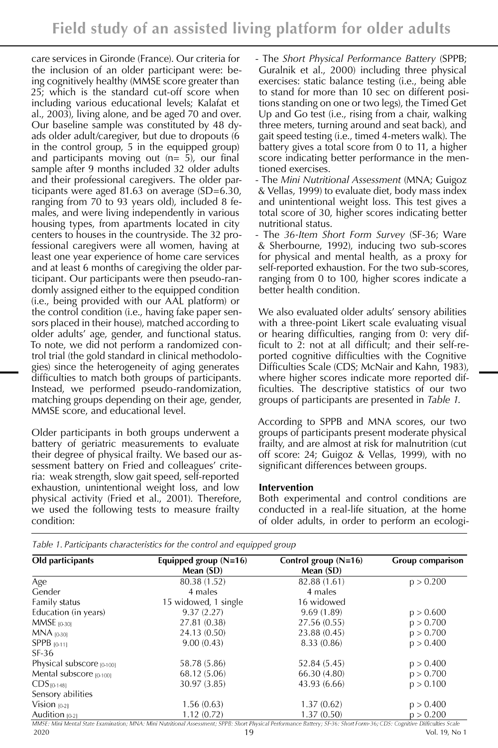care services in Gironde (France). Our criteria for the inclusion of an older participant were: being cognitively healthy (MMSE score greater than 25; which is the standard cut-off score when including various educational levels; Kalafat et al., 2003), living alone, and be aged 70 and over. Our baseline sample was constituted by 48 dyads older adult/caregiver, but due to dropouts (6 in the control group, 5 in the equipped group) and participants moving out (n= 5), our final sample after 9 months included 32 older adults and their professional caregivers. The older participants were aged 81.63 on average (SD=6.30, ranging from 70 to 93 years old), included 8 females, and were living independently in various housing types, from apartments located in city centers to houses in the countryside. The 32 professional caregivers were all women, having at least one year experience of home care services and at least 6 months of caregiving the older participant. Our participants were then pseudo-randomly assigned either to the equipped condition (i.e., being provided with our AAL platform) or the control condition (i.e., having fake paper sensors placed in their house), matched according to older adults' age, gender, and functional status. To note, we did not perform a randomized control trial (the gold standard in clinical methodologies) since the heterogeneity of aging generates difficulties to match both groups of participants. Instead, we performed pseudo-randomization, matching groups depending on their age, gender, MMSE score, and educational level.

Older participants in both groups underwent a battery of geriatric measurements to evaluate their degree of physical frailty. We based our assessment battery on Fried and colleagues' criteria: weak strength, slow gait speed, self-reported exhaustion, unintentional weight loss, and low physical activity (Fried et al., 2001). Therefore, we used the following tests to measure frailty condition:

- The *Short Physical Performance Battery* (SPPB; Guralnik et al., 2000) including three physical exercises: static balance testing (i.e., being able to stand for more than 10 sec on different positions standing on one or two legs), the Timed Get Up and Go test (i.e., rising from a chair, walking three meters, turning around and seat back), and gait speed testing (i.e., timed 4-meters walk). The battery gives a total score from 0 to 11, a higher score indicating better performance in the mentioned exercises.
- The *Mini Nutritional Assessment* (MNA; Guigoz & Vellas, 1999) to evaluate diet, body mass index and unintentional weight loss. This test gives a total score of 30, higher scores indicating better nutritional status.
- The *36-Item Short Form Survey* (SF-36; Ware & Sherbourne, 1992), inducing two sub-scores for physical and mental health, as a proxy for self-reported exhaustion. For the two sub-scores, ranging from 0 to 100, higher scores indicate a better health condition.

We also evaluated older adults' sensory abilities with a three-point Likert scale evaluating visual or hearing difficulties, ranging from 0: very difficult to 2: not at all difficult; and their self-reported cognitive difficulties with the Cognitive Difficulties Scale (CDS; McNair and Kahn, 1983), where higher scores indicate more reported difficulties. The descriptive statistics of our two groups of participants are presented in *Table 1.*

According to SPPB and MNA scores, our two groups of participants present moderate physical frailty, and are almost at risk for malnutrition (cut off score: 24; Guigoz & Vellas, 1999), with no significant differences between groups.

**Intervention**

Both experimental and control conditions are conducted in a real-life situation, at the home of older adults, in order to perform an ecologi-

*Table 1. Participants characteristics for the control and equipped group*

| Old participants | Equipped group (N=16) Mean (SD) | Control group (N=16) Mean (SD) | Group comparison |
|---|---|---|---|
| Age | 80.38 (1.52) | 82.88 (1.61) | $p > 0.200$ |
| Gender | 4 males | 4 males | |
| Family status | 15 widowed, 1 single | 16 widowed | |
| Education (in years) | 9.37 (2.27) | 9.69 (1.89) | $p > 0.600$ |
| MMSE [0-30] | 27.81 (0.38) | 27.56 (0.55) | $p > 0.700$ |
| MNA [0-30] | 24.13 (0.50) | 23.88 (0.45) | $p > 0.700$ |
| SPPB [0-11] | 9.00 (0.43) | 8.33 (0.86) | $p > 0.400$ |
| SF-36 | | | |
| Physical subscore [0-100] | 58.78 (5.86) | 52.84 (5.45) | $p > 0.400$ |
| Mental subscore [0-100] | 68.12 (5.06) | 66.30 (4.80) | $p > 0.700$ |
| CDS [0-148] | 30.97 (3.85) | 43.93 (6.66) | $p > 0.100$ |
| Sensory abilities | | | |
| Vision [0-2] | 1.56 (0.63) | 1.37 (0.62) | $p > 0.400$ |
| Audition [0-2] | 1.12 (0.72) | 1.37 (0.50) | $p > 0.200$ |

*MMSE: Mini Mental State Examination; MNA: Mini Nutritional Assessment; SPPB: Short Physical Performance Battery; SF-36: Short Form-36; CDS: Cognitive Difficulties Scale*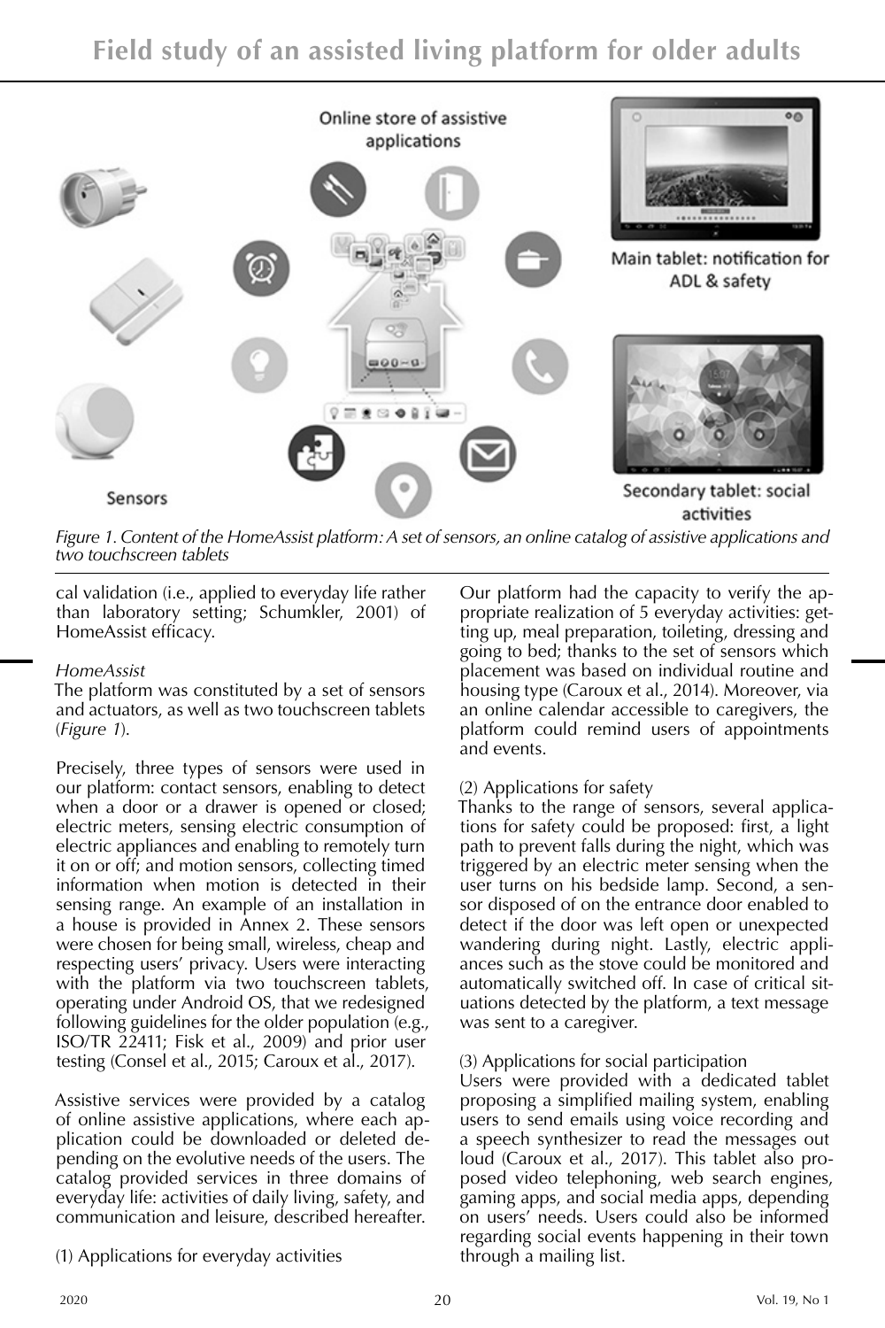Figure 1. Content of the HomeAssist platform: A set of sensors, an online catalog of assistive applications and two touchscreen tablets

cal validation (i.e., applied to everyday life rather than laboratory setting; Schumkler, 2001) of HomeAssist efficacy.

*HomeAssist*

The platform was constituted by a set of sensors and actuators, as well as two touchscreen tablets (*Figure 1*).

Precisely, three types of sensors were used in our platform: contact sensors, enabling to detect when a door or a drawer is opened or closed; electric meters, sensing electric consumption of electric appliances and enabling to remotely turn it on or off; and motion sensors, collecting timed information when motion is detected in their sensing range. An example of an installation in a house is provided in Annex 2. These sensors were chosen for being small, wireless, cheap and respecting users' privacy. Users were interacting with the platform via two touchscreen tablets, operating under Android OS, that we redesigned following guidelines for the older population (e.g., ISO/TR 22411; Fisk et al., 2009) and prior user testing (Consel et al., 2015; Caroux et al., 2017).

Assistive services were provided by a catalog of online assistive applications, where each application could be downloaded or deleted depending on the evolutive needs of the users. The catalog provided services in three domains of everyday life: activities of daily living, safety, and communication and leisure, described hereafter.

(1) Applications for everyday activities

Our platform had the capacity to verify the appropriate realization of 5 everyday activities: getting up, meal preparation, toileting, dressing and going to bed; thanks to the set of sensors which placement was based on individual routine and housing type (Caroux et al., 2014). Moreover, via an online calendar accessible to caregivers, the platform could remind users of appointments and events.

(2) Applications for safety

Thanks to the range of sensors, several applications for safety could be proposed: first, a light path to prevent falls during the night, which was triggered by an electric meter sensing when the user turns on his bedside lamp. Second, a sensor disposed of on the entrance door enabled to detect if the door was left open or unexpected wandering during night. Lastly, electric appliances such as the stove could be monitored and automatically switched off. In case of critical situations detected by the platform, a text message was sent to a caregiver.

(3) Applications for social participation

Users were provided with a dedicated tablet proposing a simplified mailing system, enabling users to send emails using voice recording and a speech synthesizer to read the messages out loud (Caroux et al., 2017). This tablet also proposed video telephoning, web search engines, gaming apps, and social media apps, depending on users' needs. Users could also be informed regarding social events happening in their town through a mailing list.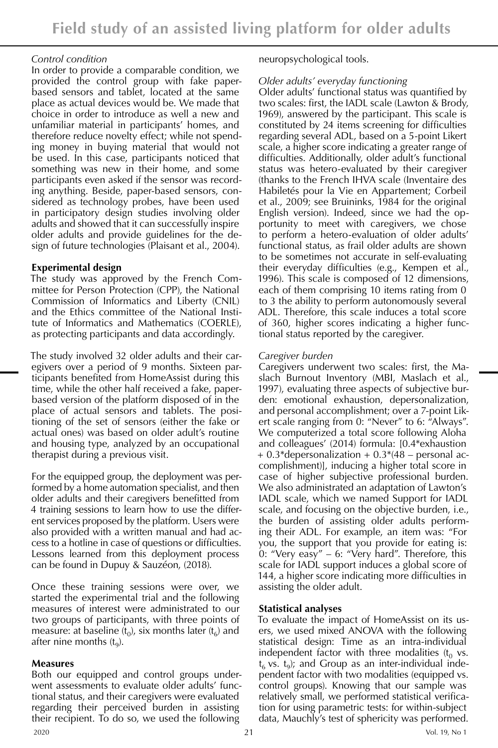*Control condition*

In order to provide a comparable condition, we provided the control group with fake paper-based sensors and tablet, located at the same place as actual devices would be. We made that choice in order to introduce as well a new and unfamiliar material in participants' homes, and therefore reduce novelty effect; while not spending money in buying material that would not be used. In this case, participants noticed that something was new in their home, and some participants even asked if the sensor was recording anything. Beside, paper-based sensors, considered as technology probes, have been used in participatory design studies involving older adults and showed that it can successfully inspire older adults and provide guidelines for the design of future technologies (Plaisant et al., 2004).

**Experimental design**

The study was approved by the French Committee for Person Protection (CPP), the National Commission of Informatics and Liberty (CNIL) and the Ethics committee of the National Institute of Informatics and Mathematics (COERLE), as protecting participants and data accordingly.

The study involved 32 older adults and their caregivers over a period of 9 months. Sixteen participants benefited from HomeAssist during this time, while the other half received a fake, paper-based version of the platform disposed of in the place of actual sensors and tablets. The positioning of the set of sensors (either the fake or actual ones) was based on older adult's routine and housing type, analyzed by an occupational therapist during a previous visit.

For the equipped group, the deployment was performed by a home automation specialist, and then older adults and their caregivers benefitted from 4 training sessions to learn how to use the different services proposed by the platform. Users were also provided with a written manual and had access to a hotline in case of questions or difficulties. Lessons learned from this deployment process can be found in Dupuy & Sauzéon, (2018).

Once these training sessions were over, we started the experimental trial and the following measures of interest were administrated to our two groups of participants, with three points of measure: at baseline ($t_0$), six months later ($t_6$) and after nine months ($t_9$).

**Measures**

Both our equipped and control groups underwent assessments to evaluate older adults' functional status, and their caregivers were evaluated regarding their perceived burden in assisting their recipient. To do so, we used the following neuropsychological tools.

*Older adults' everyday functioning*

Older adults' functional status was quantified by two scales: first, the IADL scale (Lawton & Brody, 1969), answered by the participant. This scale is constituted by 24 items screening for difficulties regarding several ADL, based on a 5-point Likert scale, a higher score indicating a greater range of difficulties. Additionally, older adult's functional status was hetero-evaluated by their caregiver (thanks to the French IHVA scale (Inventaire des Habiletés pour la Vie en Appartement; Corbeil et al., 2009; see Bruininks, 1984 for the original English version). Indeed, since we had the opportunity to meet with caregivers, we chose to perform a hetero-evaluation of older adults' functional status, as frail older adults are shown to be sometimes not accurate in self-evaluating their everyday difficulties (e.g., Kempen et al., 1996). This scale is composed of 12 dimensions, each of them comprising 10 items rating from 0 to 3 the ability to perform autonomously several ADL. Therefore, this scale induces a total score of 360, higher scores indicating a higher functional status reported by the caregiver.

*Caregiver burden*

Caregivers underwent two scales: first, the Maslach Burnout Inventory (MBI, Maslach et al., 1997), evaluating three aspects of subjective burden: emotional exhaustion, depersonalization, and personal accomplishment; over a 7-point Likert scale ranging from 0: "Never" to 6: "Always". We computerized a total score following Aloha and colleagues' (2014) formula: [0.4*exhaustion + 0.3*depersonalization + 0.3*(48 – personal accomplishment)], inducing a higher total score in case of higher subjective professional burden. We also administrated an adaptation of Lawton's IADL scale, which we named Support for IADL scale, and focusing on the objective burden, i.e., the burden of assisting older adults performing their ADL. For example, an item was: "For you, the support that you provide for eating is: 0: "Very easy" – 6: "Very hard". Therefore, this scale for IADL support induces a global score of 144, a higher score indicating more difficulties in assisting the older adult.

**Statistical analyses**

To evaluate the impact of HomeAssist on its users, we used mixed ANOVA with the following statistical design: Time as an intra-individual independent factor with three modalities ($t_0$ vs. $t_6$ vs. $t_9$); and Group as an inter-individual independent factor with two modalities (equipped vs. control groups). Knowing that our sample was relatively small, we performed statistical verification for using parametric tests: for within-subject data, Mauchly's test of sphericity was performed.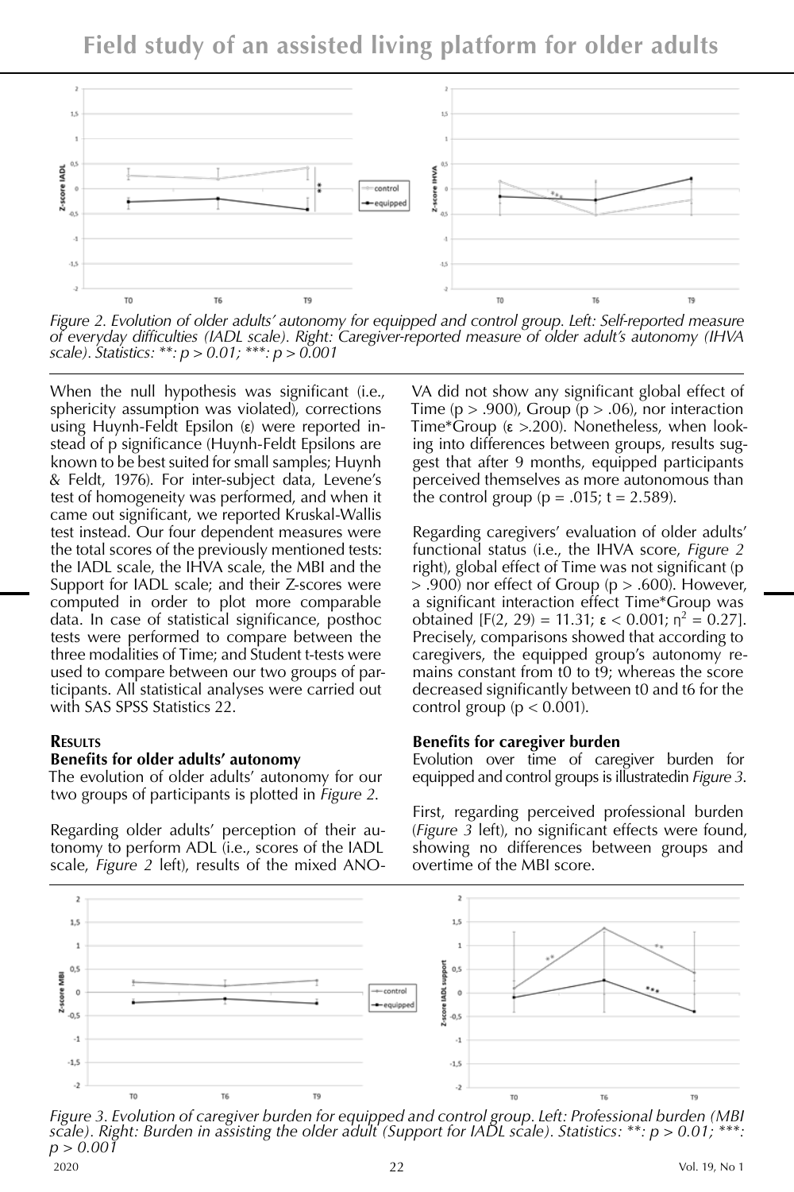Figure 2. Evolution of older adults' autonomy for equipped and control group. Left: Self-reported measure of everyday difficulties (IADL scale). Right: Caregiver-reported measure of older adult's autonomy (IHVA scale). Statistics: **: $p > 0.01$; ***: $p > 0.001$

When the null hypothesis was significant (i.e., sphericity assumption was violated), corrections using Huynh-Feldt Epsilon (ε) were reported instead of p significance (Huynh-Feldt Epsilons are known to be best suited for small samples; Huynh & Feldt, 1976). For inter-subject data, Levene's test of homogeneity was performed, and when it came out significant, we reported Kruskal-Wallis test instead. Our four dependent measures were the total scores of the previously mentioned tests: the IADL scale, the IHVA scale, the MBI and the Support for IADL scale; and their Z-scores were computed in order to plot more comparable data. In case of statistical significance, posthoc tests were performed to compare between the three modalities of Time; and Student t-tests were used to compare between our two groups of participants. All statistical analyses were carried out with SAS SPSS Statistics 22.

## Results

### Benefits for older adults' autonomy

The evolution of older adults' autonomy for our two groups of participants is plotted in *Figure 2*.

Regarding older adults' perception of their autonomy to perform ADL (i.e., scores of the IADL scale, *Figure 2* left), results of the mixed ANOVA did not show any significant global effect of Time ($p > .900$), Group ($p > .06$), nor interaction Time*Group (ε >.200). Nonetheless, when looking into differences between groups, results suggest that after 9 months, equipped participants perceived themselves as more autonomous than the control group ($p = .015$; $t = 2.589$).

Regarding caregivers' evaluation of older adults' functional status (i.e., the IHVA score, *Figure 2* right), global effect of Time was not significant ($p > .900$) nor effect of Group ($p > .600$). However, a significant interaction effect Time*Group was obtained [$F(2, 29) = 11.31$; $\varepsilon < 0.001$; $\eta^2 = 0.27$]. Precisely, comparisons showed that according to caregivers, the equipped group's autonomy remains constant from t0 to t9; whereas the score decreased significantly between t0 and t6 for the control group ($p < 0.001$).

### Benefits for caregiver burden

Evolution over time of caregiver burden for equipped and control groups is illustratedin *Figure 3*.

First, regarding perceived professional burden (*Figure 3* left), no significant effects were found, showing no differences between groups and overtime of the MBI score.

Figure 3. Evolution of caregiver burden for equipped and control group. Left: Professional burden (MBI scale). Right: Burden in assisting the older adult (Support for IADL scale). Statistics: **: $p > 0.01$; ***: $p > 0.001$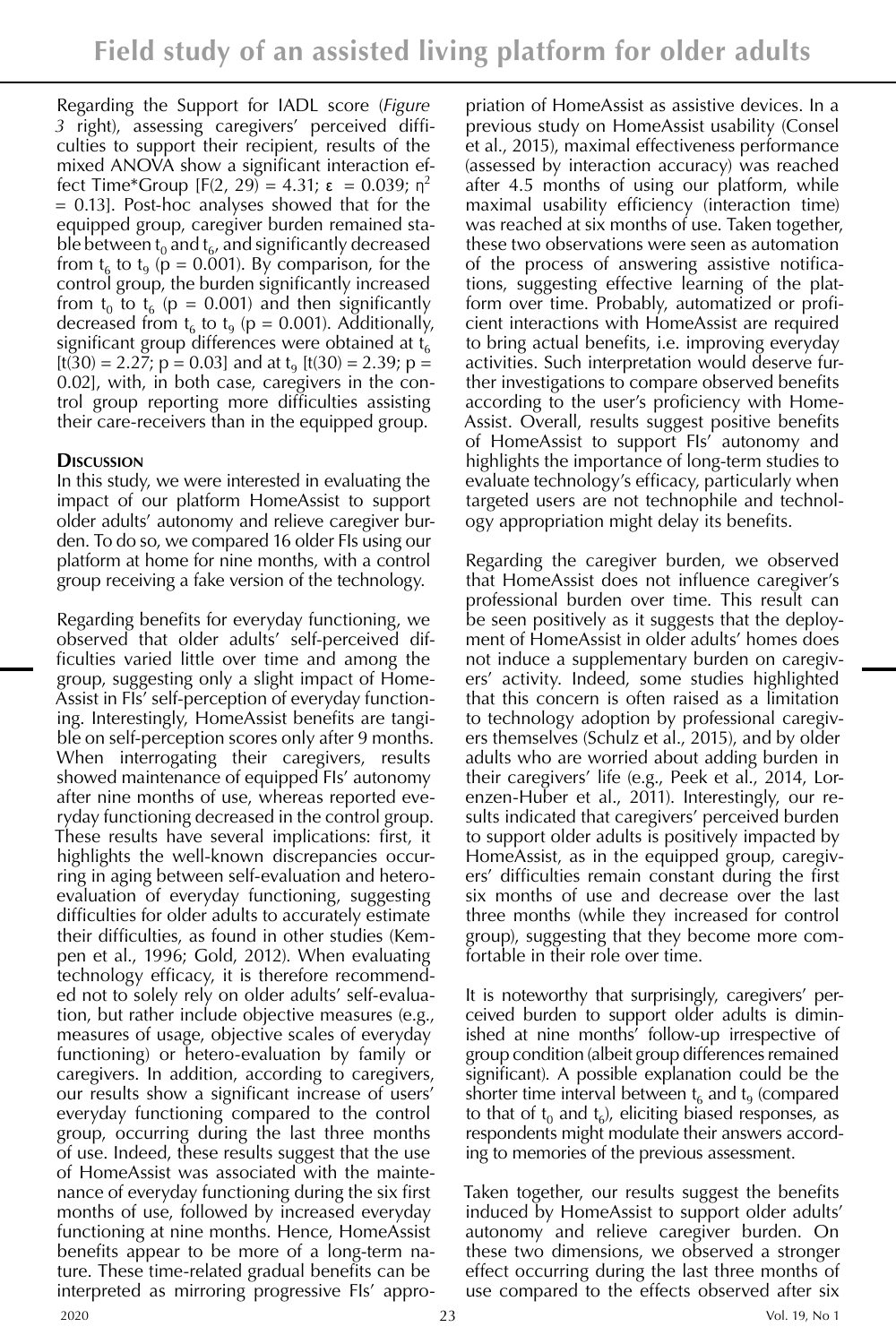Regarding the Support for IADL score (*Figure 3* right), assessing caregivers' perceived difficulties to support their recipient, results of the mixed ANOVA show a significant interaction effect Time*Group [$F(2, 29) = 4.31$; $\varepsilon = 0.039$; $\eta^2 = 0.13$]. Post-hoc analyses showed that for the equipped group, caregiver burden remained stable between $t_0$ and $t_6$, and significantly decreased from $t_6$ to $t_9$ ($p = 0.001$). By comparison, for the control group, the burden significantly increased from $t_0$ to $t_6$ ($p = 0.001$) and then significantly decreased from $t_6$ to $t_9$ ($p = 0.001$). Additionally, significant group differences were obtained at $t_6$ [$t(30) = 2.27$; $p = 0.03$] and at $t_9$ [$t(30) = 2.39$; $p = 0.02$], with, in both case, caregivers in the control group reporting more difficulties assisting their care-receivers than in the equipped group.

## Discussion

In this study, we were interested in evaluating the impact of our platform HomeAssist to support older adults' autonomy and relieve caregiver burden. To do so, we compared 16 older FIs using our platform at home for nine months, with a control group receiving a fake version of the technology.

Regarding benefits for everyday functioning, we observed that older adults' self-perceived difficulties varied little over time and among the group, suggesting only a slight impact of HomeAssist in FIs' self-perception of everyday functioning. Interestingly, HomeAssist benefits are tangible on self-perception scores only after 9 months. When interrogating their caregivers, results showed maintenance of equipped FIs' autonomy after nine months of use, whereas reported everyday functioning decreased in the control group. These results have several implications: first, it highlights the well-known discrepancies occurring in aging between self-evaluation and hetero-evaluation of everyday functioning, suggesting difficulties for older adults to accurately estimate their difficulties, as found in other studies (Kempen et al., 1996; Gold, 2012). When evaluating technology efficacy, it is therefore recommended not to solely rely on older adults' self-evaluation, but rather include objective measures (e.g., measures of usage, objective scales of everyday functioning) or hetero-evaluation by family or caregivers. In addition, according to caregivers, our results show a significant increase of users' everyday functioning compared to the control group, occurring during the last three months of use. Indeed, these results suggest that the use of HomeAssist was associated with the maintenance of everyday functioning during the six first months of use, followed by increased everyday functioning at nine months. Hence, HomeAssist benefits appear to be more of a long-term nature. These time-related gradual benefits can be interpreted as mirroring progressive FIs' appropriation of HomeAssist as assistive devices. In a previous study on HomeAssist usability (Consel et al., 2015), maximal effectiveness performance (assessed by interaction accuracy) was reached after 4.5 months of using our platform, while maximal usability efficiency (interaction time) was reached at six months of use. Taken together, these two observations were seen as automation of the process of answering assistive notifications, suggesting effective learning of the platform over time. Probably, automatized or proficient interactions with HomeAssist are required to bring actual benefits, i.e. improving everyday activities. Such interpretation would deserve further investigations to compare observed benefits according to the user's proficiency with HomeAssist. Overall, results suggest positive benefits of HomeAssist to support FIs' autonomy and highlights the importance of long-term studies to evaluate technology's efficacy, particularly when targeted users are not technophile and technology appropriation might delay its benefits.

Regarding the caregiver burden, we observed that HomeAssist does not influence caregiver's professional burden over time. This result can be seen positively as it suggests that the deployment of HomeAssist in older adults' homes does not induce a supplementary burden on caregivers' activity. Indeed, some studies highlighted that this concern is often raised as a limitation to technology adoption by professional caregivers themselves (Schulz et al., 2015), and by older adults who are worried about adding burden in their caregivers' life (e.g., Peek et al., 2014, Lorenzen-Huber et al., 2011). Interestingly, our results indicated that caregivers' perceived burden to support older adults is positively impacted by HomeAssist, as in the equipped group, caregivers' difficulties remain constant during the first six months of use and decrease over the last three months (while they increased for control group), suggesting that they become more comfortable in their role over time.

It is noteworthy that surprisingly, caregivers' perceived burden to support older adults is diminished at nine months' follow-up irrespective of group condition (albeit group differences remained significant). A possible explanation could be the shorter time interval between $t_6$ and $t_9$ (compared to that of $t_0$ and $t_6$), eliciting biased responses, as respondents might modulate their answers according to memories of the previous assessment.

Taken together, our results suggest the benefits induced by HomeAssist to support older adults' autonomy and relieve caregiver burden. On these two dimensions, we observed a stronger effect occurring during the last three months of use compared to the effects observed after six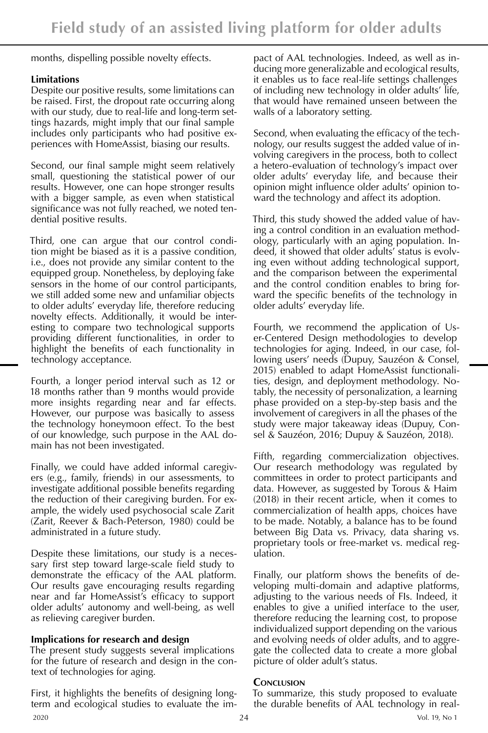months, dispelling possible novelty effects.

### Limitations

Despite our positive results, some limitations can be raised. First, the dropout rate occurring along with our study, due to real-life and long-term settings hazards, might imply that our final sample includes only participants who had positive experiences with HomeAssist, biasing our results.

Second, our final sample might seem relatively small, questioning the statistical power of our results. However, one can hope stronger results with a bigger sample, as even when statistical significance was not fully reached, we noted tendential positive results.

Third, one can argue that our control condition might be biased as it is a passive condition, i.e., does not provide any similar content to the equipped group. Nonetheless, by deploying fake sensors in the home of our control participants, we still added some new and unfamiliar objects to older adults' everyday life, therefore reducing novelty effects. Additionally, it would be interesting to compare two technological supports providing different functionalities, in order to highlight the benefits of each functionality in technology acceptance.

Fourth, a longer period interval such as 12 or 18 months rather than 9 months would provide more insights regarding near and far effects. However, our purpose was basically to assess the technology honeymoon effect. To the best of our knowledge, such purpose in the AAL domain has not been investigated.

Finally, we could have added informal caregivers (e.g., family, friends) in our assessments, to investigate additional possible benefits regarding the reduction of their caregiving burden. For example, the widely used psychosocial scale Zarit (Zarit, Reever & Bach-Peterson, 1980) could be administrated in a future study.

Despite these limitations, our study is a necessary first step toward large-scale field study to demonstrate the efficacy of the AAL platform. Our results gave encouraging results regarding near and far HomeAssist's efficacy to support older adults' autonomy and well-being, as well as relieving caregiver burden.

### Implications for research and design

The present study suggests several implications for the future of research and design in the context of technologies for aging.

First, it highlights the benefits of designing long-term and ecological studies to evaluate the impact of AAL technologies. Indeed, as well as inducing more generalizable and ecological results, it enables us to face real-life settings challenges of including new technology in older adults' life, that would have remained unseen between the walls of a laboratory setting.

Second, when evaluating the efficacy of the technology, our results suggest the added value of involving caregivers in the process, both to collect a hetero-evaluation of technology's impact over older adults' everyday life, and because their opinion might influence older adults' opinion toward the technology and affect its adoption.

Third, this study showed the added value of having a control condition in an evaluation methodology, particularly with an aging population. Indeed, it showed that older adults' status is evolving even without adding technological support, and the comparison between the experimental and the control condition enables to bring forward the specific benefits of the technology in older adults' everyday life.

Fourth, we recommend the application of User-Centered Design methodologies to develop technologies for aging. Indeed, in our case, following users' needs (Dupuy, Sauzéon & Consel, 2015) enabled to adapt HomeAssist functionalities, design, and deployment methodology. Notably, the necessity of personalization, a learning phase provided on a step-by-step basis and the involvement of caregivers in all the phases of the study were major takeaway ideas (Dupuy, Consel & Sauzéon, 2016; Dupuy & Sauzéon, 2018).

Fifth, regarding commercialization objectives. Our research methodology was regulated by committees in order to protect participants and data. However, as suggested by Torous & Haim (2018) in their recent article, when it comes to commercialization of health apps, choices have to be made. Notably, a balance has to be found between Big Data vs. Privacy, data sharing vs. proprietary tools or free-market vs. medical regulation.

Finally, our platform shows the benefits of developing multi-domain and adaptive platforms, adjusting to the various needs of FIs. Indeed, it enables to give a unified interface to the user, therefore reducing the learning cost, to propose individualized support depending on the various and evolving needs of older adults, and to aggregate the collected data to create a more global picture of older adult's status.

## Conclusion

To summarize, this study proposed to evaluate the durable benefits of AAL technology in real-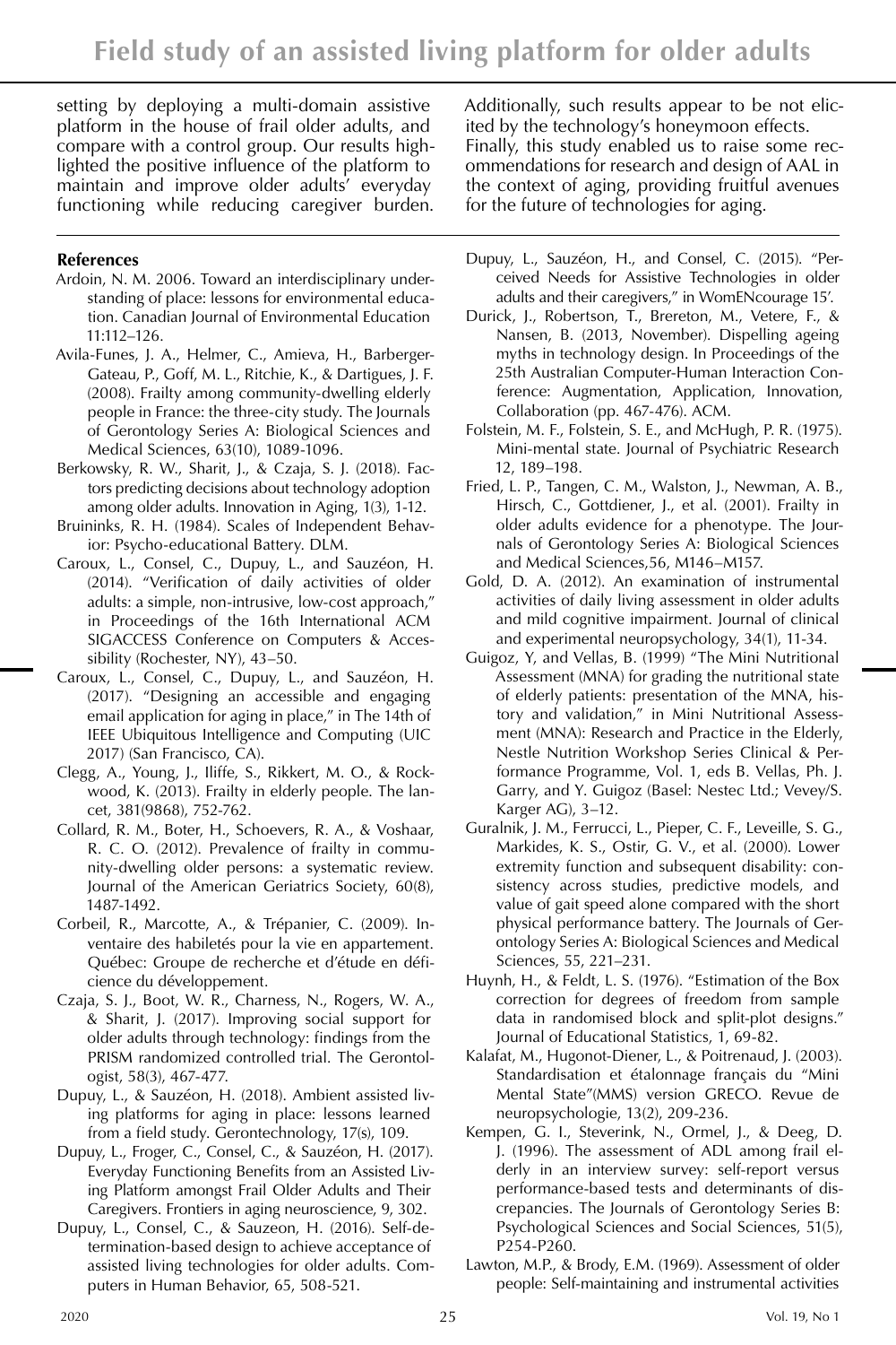setting by deploying a multi-domain assistive platform in the house of frail older adults, and compare with a control group. Our results highlighted the positive influence of the platform to maintain and improve older adults' everyday functioning while reducing caregiver burden. Additionally, such results appear to be not elicited by the technology's honeymoon effects. Finally, this study enabled us to raise some recommendations for research and design of AAL in the context of aging, providing fruitful avenues for the future of technologies for aging.

### References

Ardoin, N. M. 2006. Toward an interdisciplinary understanding of place: lessons for environmental education. Canadian Journal of Environmental Education 11:112–126.

Avila-Funes, J. A., Helmer, C., Amieva, H., Barberger-Gateau, P., Goff, M. L., Ritchie, K., & Dartigues, J. F. (2008). Frailty among community-dwelling elderly people in France: the three-city study. The Journals of Gerontology Series A: Biological Sciences and Medical Sciences, 63(10), 1089-1096.

Berkowsky, R. W., Sharit, J., & Czaja, S. J. (2018). Factors predicting decisions about technology adoption among older adults. Innovation in Aging, 1(3), 1-12.

Bruininks, R. H. (1984). Scales of Independent Behavior: Psycho-educational Battery. DLM.

Caroux, L., Consel, C., Dupuy, L., and Sauzéon, H. (2014). "Verification of daily activities of older adults: a simple, non-intrusive, low-cost approach," in Proceedings of the 16th International ACM SIGACCESS Conference on Computers & Accessibility (Rochester, NY), 43–50.

Caroux, L., Consel, C., Dupuy, L., and Sauzéon, H. (2017). "Designing an accessible and engaging email application for aging in place," in The 14th of IEEE Ubiquitous Intelligence and Computing (UIC 2017) (San Francisco, CA).

Clegg, A., Young, J., Iliffe, S., Rikkert, M. O., & Rockwood, K. (2013). Frailty in elderly people. The lancet, 381(9868), 752-762.

Collard, R. M., Boter, H., Schoevers, R. A., & Voshaar, R. C. O. (2012). Prevalence of frailty in community-dwelling older persons: a systematic review. Journal of the American Geriatrics Society, 60(8), 1487-1492.

Corbeil, R., Marcotte, A., & Trépanier, C. (2009). Inventaire des habiletés pour la vie en appartement. Québec: Groupe de recherche et d'étude en déficience du développement.

Czaja, S. J., Boot, W. R., Charness, N., Rogers, W. A., & Sharit, J. (2017). Improving social support for older adults through technology: findings from the PRISM randomized controlled trial. The Gerontologist, 58(3), 467-477.

Dupuy, L., & Sauzéon, H. (2018). Ambient assisted living platforms for aging in place: lessons learned from a field study. Gerontechnology, 17(s), 109.

Dupuy, L., Froger, C., Consel, C., & Sauzéon, H. (2017). Everyday Functioning Benefits from an Assisted Living Platform amongst Frail Older Adults and Their Caregivers. Frontiers in aging neuroscience, 9, 302.

Dupuy, L., Consel, C., & Sauzeon, H. (2016). Self-determination-based design to achieve acceptance of assisted living technologies for older adults. Computers in Human Behavior, 65, 508-521.

Dupuy, L., Sauzéon, H., and Consel, C. (2015). "Perceived Needs for Assistive Technologies in older adults and their caregivers," in WomENcourage 15'.

Durick, J., Robertson, T., Brereton, M., Vetere, F., & Nansen, B. (2013, November). Dispelling ageing myths in technology design. In Proceedings of the 25th Australian Computer-Human Interaction Conference: Augmentation, Application, Innovation, Collaboration (pp. 467-476). ACM.

Folstein, M. F., Folstein, S. E., and McHugh, P. R. (1975). Mini-mental state. Journal of Psychiatric Research 12, 189–198.

Fried, L. P., Tangen, C. M., Walston, J., Newman, A. B., Hirsch, C., Gottdiener, J., et al. (2001). Frailty in older adults evidence for a phenotype. The Journals of Gerontology Series A: Biological Sciences and Medical Sciences,56, M146–M157.

Gold, D. A. (2012). An examination of instrumental activities of daily living assessment in older adults and mild cognitive impairment. Journal of clinical and experimental neuropsychology, 34(1), 11-34.

Guigoz, Y, and Vellas, B. (1999) "The Mini Nutritional Assessment (MNA) for grading the nutritional state of elderly patients: presentation of the MNA, history and validation," in Mini Nutritional Assessment (MNA): Research and Practice in the Elderly, Nestle Nutrition Workshop Series Clinical & Performance Programme, Vol. 1, eds B. Vellas, Ph. J. Garry, and Y. Guigoz (Basel: Nestec Ltd.; Vevey/S. Karger AG), 3–12.

Guralnik, J. M., Ferrucci, L., Pieper, C. F., Leveille, S. G., Markides, K. S., Ostir, G. V., et al. (2000). Lower extremity function and subsequent disability: consistency across studies, predictive models, and value of gait speed alone compared with the short physical performance battery. The Journals of Gerontology Series A: Biological Sciences and Medical Sciences, 55, 221–231.

Huynh, H., & Feldt, L. S. (1976). "Estimation of the Box correction for degrees of freedom from sample data in randomised block and split-plot designs." Journal of Educational Statistics, 1, 69-82.

Kalafat, M., Hugonot-Diener, L., & Poitrenaud, J. (2003). Standardisation et étalonnage français du "Mini Mental State"(MMS) version GRECO. Revue de neuropsychologie, 13(2), 209-236.

Kempen, G. I., Steverink, N., Ormel, J., & Deeg, D. J. (1996). The assessment of ADL among frail elderly in an interview survey: self-report versus performance-based tests and determinants of discrepancies. The Journals of Gerontology Series B: Psychological Sciences and Social Sciences, 51(5), P254-P260.

Lawton, M.P., & Brody, E.M. (1969). Assessment of older people: Self-maintaining and instrumental activities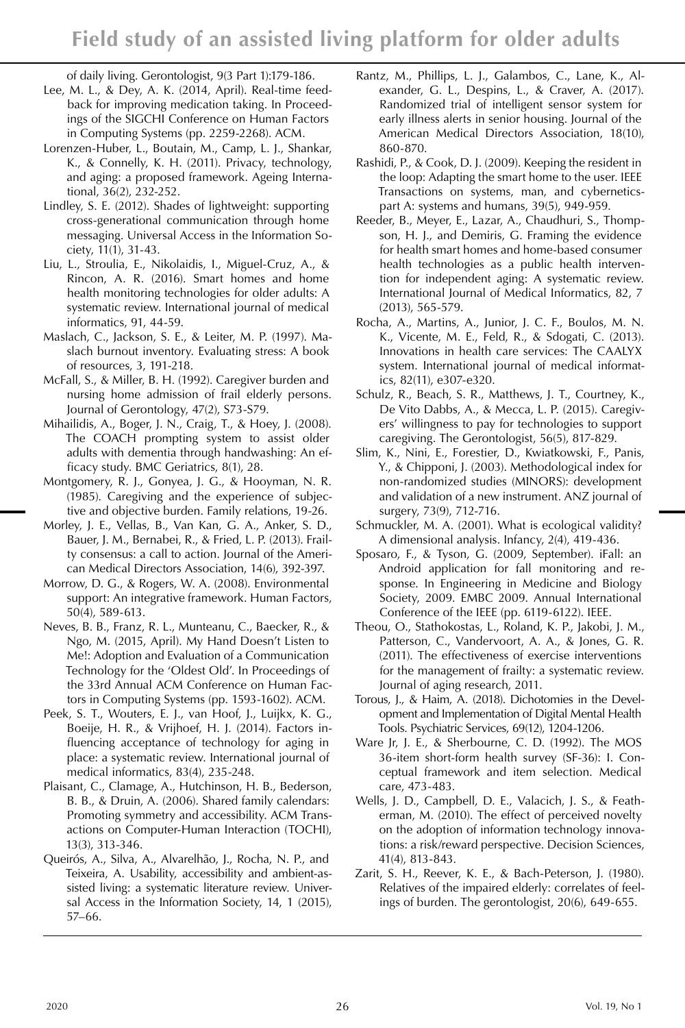of daily living. Gerontologist, 9(3 Part 1):179-186.

Lee, M. L., & Dey, A. K. (2014, April). Real-time feedback for improving medication taking. In Proceedings of the SIGCHI Conference on Human Factors in Computing Systems (pp. 2259-2268). ACM.

Lorenzen-Huber, L., Boutain, M., Camp, L. J., Shankar, K., & Connelly, K. H. (2011). Privacy, technology, and aging: a proposed framework. Ageing International, 36(2), 232-252.

Lindley, S. E. (2012). Shades of lightweight: supporting cross-generational communication through home messaging. Universal Access in the Information Society, 11(1), 31-43.

Liu, L., Stroulia, E., Nikolaidis, I., Miguel-Cruz, A., & Rincon, A. R. (2016). Smart homes and home health monitoring technologies for older adults: A systematic review. International journal of medical informatics, 91, 44-59.

Maslach, C., Jackson, S. E., & Leiter, M. P. (1997). Maslach burnout inventory. Evaluating stress: A book of resources, 3, 191-218.

McFall, S., & Miller, B. H. (1992). Caregiver burden and nursing home admission of frail elderly persons. Journal of Gerontology, 47(2), S73-S79.

Mihailidis, A., Boger, J. N., Craig, T., & Hoey, J. (2008). The COACH prompting system to assist older adults with dementia through handwashing: An efficacy study. BMC Geriatrics, 8(1), 28.

Montgomery, R. J., Gonyea, J. G., & Hooyman, N. R. (1985). Caregiving and the experience of subjective and objective burden. Family relations, 19-26.

Morley, J. E., Vellas, B., Van Kan, G. A., Anker, S. D., Bauer, J. M., Bernabei, R., & Fried, L. P. (2013). Frailty consensus: a call to action. Journal of the American Medical Directors Association, 14(6), 392-397.

Morrow, D. G., & Rogers, W. A. (2008). Environmental support: An integrative framework. Human Factors, 50(4), 589-613.

Neves, B. B., Franz, R. L., Munteanu, C., Baecker, R., & Ngo, M. (2015, April). My Hand Doesn't Listen to Me!: Adoption and Evaluation of a Communication Technology for the 'Oldest Old'. In Proceedings of the 33rd Annual ACM Conference on Human Factors in Computing Systems (pp. 1593-1602). ACM.

Peek, S. T., Wouters, E. J., van Hoof, J., Luijkx, K. G., Boeije, H. R., & Vrijhoef, H. J. (2014). Factors influencing acceptance of technology for aging in place: a systematic review. International journal of medical informatics, 83(4), 235-248.

Plaisant, C., Clamage, A., Hutchinson, H. B., Bederson, B. B., & Druin, A. (2006). Shared family calendars: Promoting symmetry and accessibility. ACM Transactions on Computer-Human Interaction (TOCHI), 13(3), 313-346.

Queirós, A., Silva, A., Alvarelhão, J., Rocha, N. P., and Teixeira, A. Usability, accessibility and ambient-assisted living: a systematic literature review. Universal Access in the Information Society, 14, 1 (2015), 57–66.

Rantz, M., Phillips, L. J., Galambos, C., Lane, K., Alexander, G. L., Despins, L., & Craver, A. (2017). Randomized trial of intelligent sensor system for early illness alerts in senior housing. Journal of the American Medical Directors Association, 18(10), 860-870.

Rashidi, P., & Cook, D. J. (2009). Keeping the resident in the loop: Adapting the smart home to the user. IEEE Transactions on systems, man, and cybernetics-part A: systems and humans, 39(5), 949-959.

Reeder, B., Meyer, E., Lazar, A., Chaudhuri, S., Thompson, H. J., and Demiris, G. Framing the evidence for health smart homes and home-based consumer health technologies as a public health intervention for independent aging: A systematic review. International Journal of Medical Informatics, 82, 7 (2013), 565-579.

Rocha, A., Martins, A., Junior, J. C. F., Boulos, M. N. K., Vicente, M. E., Feld, R., & Sdogati, C. (2013). Innovations in health care services: The CAALYX system. International journal of medical informatics, 82(11), e307-e320.

Schulz, R., Beach, S. R., Matthews, J. T., Courtney, K., De Vito Dabbs, A., & Mecca, L. P. (2015). Caregivers' willingness to pay for technologies to support caregiving. The Gerontologist, 56(5), 817-829.

Slim, K., Nini, E., Forestier, D., Kwiatkowski, F., Panis, Y., & Chipponi, J. (2003). Methodological index for non-randomized studies (MINORS): development and validation of a new instrument. ANZ journal of surgery, 73(9), 712-716.

Schmuckler, M. A. (2001). What is ecological validity? A dimensional analysis. Infancy, 2(4), 419-436.

Sposaro, F., & Tyson, G. (2009, September). iFall: an Android application for fall monitoring and response. In Engineering in Medicine and Biology Society, 2009. EMBC 2009. Annual International Conference of the IEEE (pp. 6119-6122). IEEE.

Theou, O., Stathokostas, L., Roland, K. P., Jakobi, J. M., Patterson, C., Vandervoort, A. A., & Jones, G. R. (2011). The effectiveness of exercise interventions for the management of frailty: a systematic review. Journal of aging research, 2011.

Torous, J., & Haim, A. (2018). Dichotomies in the Development and Implementation of Digital Mental Health Tools. Psychiatric Services, 69(12), 1204-1206.

Ware Jr, J. E., & Sherbourne, C. D. (1992). The MOS 36-item short-form health survey (SF-36): I. Conceptual framework and item selection. Medical care, 473-483.

Wells, J. D., Campbell, D. E., Valacich, J. S., & Featherman, M. (2010). The effect of perceived novelty on the adoption of information technology innovations: a risk/reward perspective. Decision Sciences, 41(4), 813-843.

Zarit, S. H., Reever, K. E., & Bach-Peterson, J. (1980). Relatives of the impaired elderly: correlates of feelings of burden. The gerontologist, 20(6), 649-655.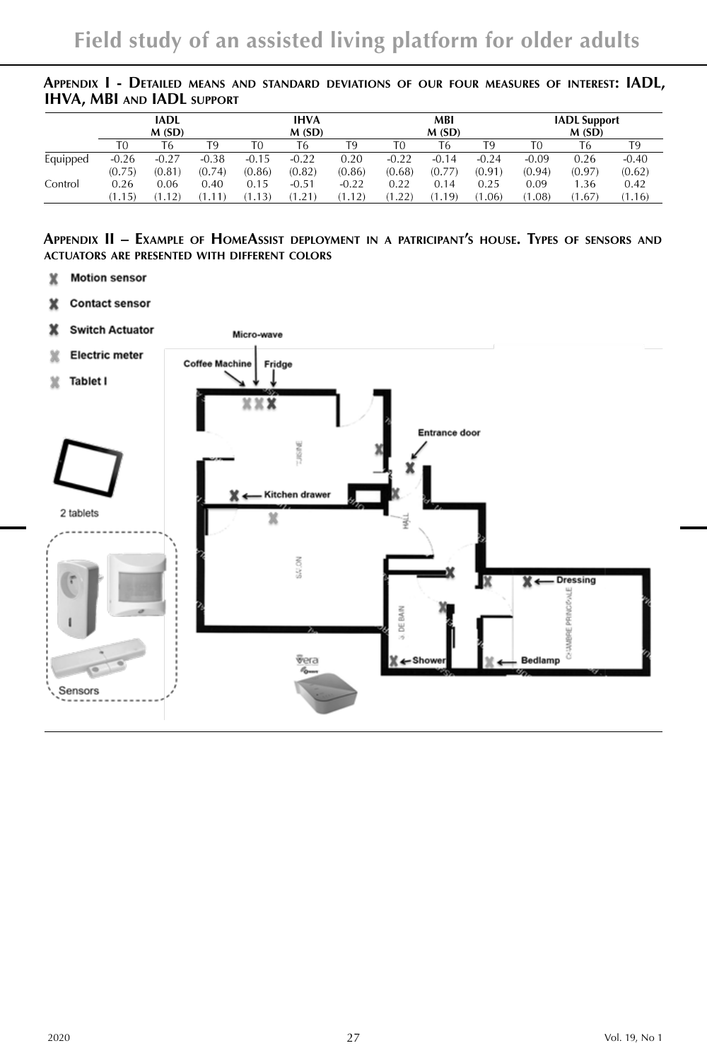**Appendix I - Detailed means and standard deviations of our four measures of interest: IADL, IHVA, MBI and IADL support**

| | IADL M (SD) | | | IHVA M (SD) | | | MBI M (SD) | | | IADL Support M (SD) | | |
|---|---|---|---|---|---|---|---|---|---|---|---|---|
| | T0 | T6 | T9 | T0 | T6 | T9 | T0 | T6 | T9 | T0 | T6 | T9 |
| Equipped | -0.26 (0.75) | -0.27 (0.81) | -0.38 (0.74) | -0.15 (0.86) | -0.22 (0.82) | 0.20 (0.86) | -0.22 (0.68) | -0.14 (0.77) | -0.24 (0.91) | -0.09 (0.94) | 0.26 (0.97) | -0.40 (0.62) |
| Control | 0.26 (1.15) | 0.06 (1.12) | 0.40 (1.11) | 0.15 (1.13) | -0.51 (1.21) | -0.22 (1.12) | 0.22 (1.22) | 0.14 (1.19) | 0.25 (1.06) | 0.09 (1.08) | 1.36 (1.67) | 0.42 (1.16) |

**Appendix II – Example of HomeAssist deployment in a patricipant's house. Types of sensors and actuators are presented with different colors**

Motion sensor
Contact sensor
Switch Actuator
Electric meter
Tablet I
2 tablets
Sensors
Micro-wave
Coffee Machine
Fridge
Entrance door
Kitchen drawer
Dressing
Shower
Bedlamp